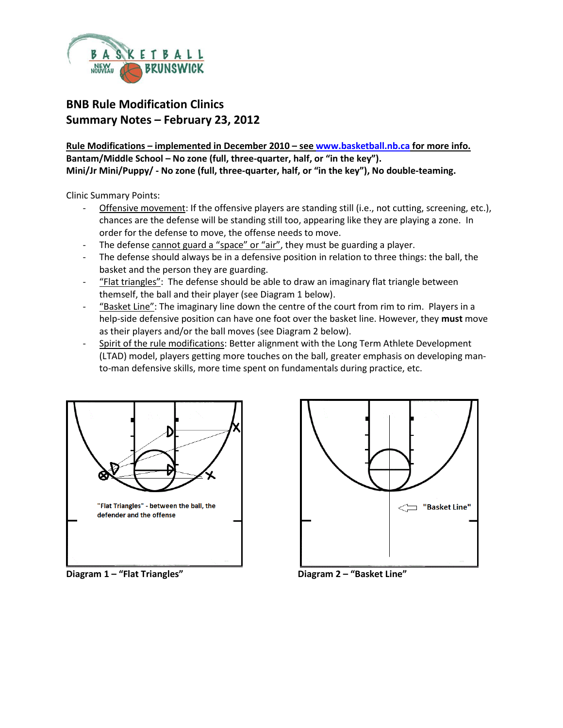## BNB Rule Modification Clinics
## Summary Notes – February 23, 2012

**Rule Modifications – implemented in December 2010 – see www.basketball.nb.ca for more info.**
**Bantam/Middle School – No zone (full, three-quarter, half, or "in the key").**
**Mini/Jr Mini/Puppy/ - No zone (full, three-quarter, half, or "in the key"), No double-teaming.**

Clinic Summary Points:

- Offensive movement: If the offensive players are standing still (i.e., not cutting, screening, etc.), chances are the defense will be standing still too, appearing like they are playing a zone. In order for the defense to move, the offense needs to move.
- The defense cannot guard a "space" or "air", they must be guarding a player.
- The defense should always be in a defensive position in relation to three things: the ball, the basket and the person they are guarding.
- "Flat triangles": The defense should be able to draw an imaginary flat triangle between themself, the ball and their player (see Diagram 1 below).
- "Basket Line": The imaginary line down the centre of the court from rim to rim. Players in a help-side defensive position can have one foot over the basket line. However, they **must** move as their players and/or the ball moves (see Diagram 2 below).
- Spirit of the rule modifications: Better alignment with the Long Term Athlete Development (LTAD) model, players getting more touches on the ball, greater emphasis on developing man-to-man defensive skills, more time spent on fundamentals during practice, etc.

"Flat Triangles" - between the ball, the defender and the offense

**Diagram 1 – "Flat Triangles"**

"Basket Line"

**Diagram 2 – "Basket Line"**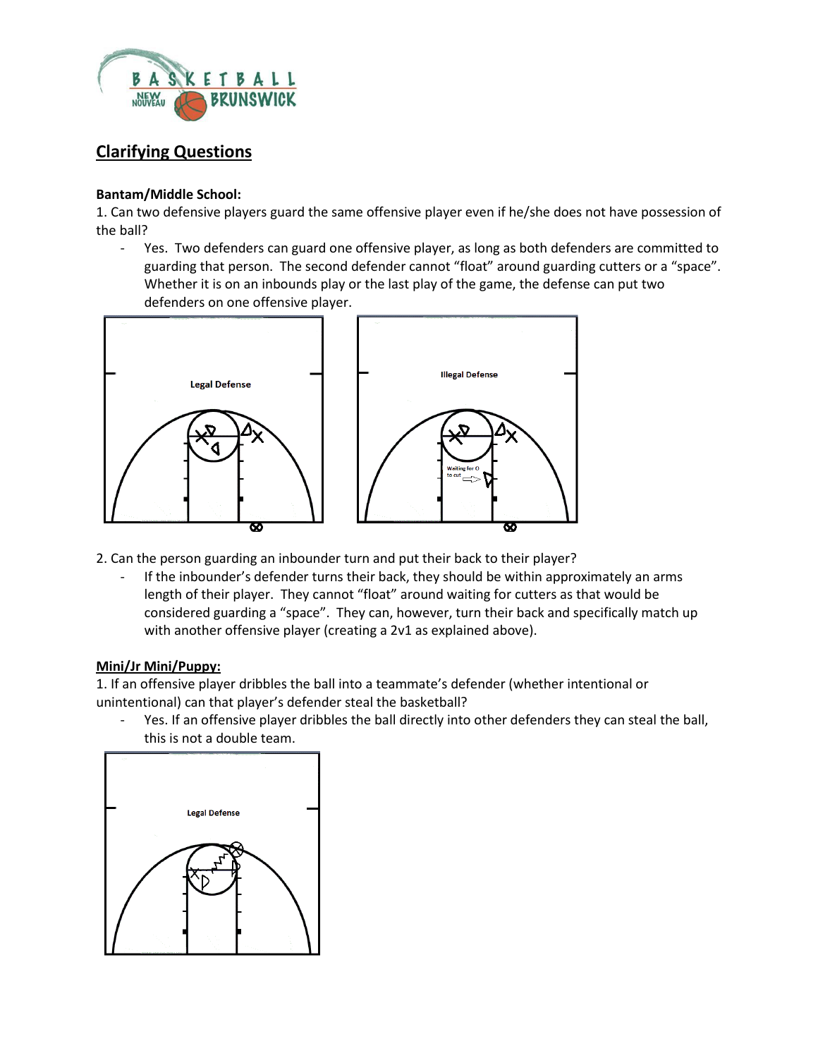## Clarifying Questions

**Bantam/Middle School:**

1. Can two defensive players guard the same offensive player even if he/she does not have possession of the ball?
   - Yes. Two defenders can guard one offensive player, as long as both defenders are committed to guarding that person. The second defender cannot "float" around guarding cutters or a "space". Whether it is on an inbounds play or the last play of the game, the defense can put two defenders on one offensive player.

Legal Defense

Illegal Defense

Waiting for O to cut

2. Can the person guarding an inbounder turn and put their back to their player?
   - If the inbounder's defender turns their back, they should be within approximately an arms length of their player. They cannot "float" around waiting for cutters as that would be considered guarding a "space". They can, however, turn their back and specifically match up with another offensive player (creating a 2v1 as explained above).

**Mini/Jr Mini/Puppy:**

1. If an offensive player dribbles the ball into a teammate's defender (whether intentional or unintentional) can that player's defender steal the basketball?
   - Yes. If an offensive player dribbles the ball directly into other defenders they can steal the ball, this is not a double team.

Legal Defense